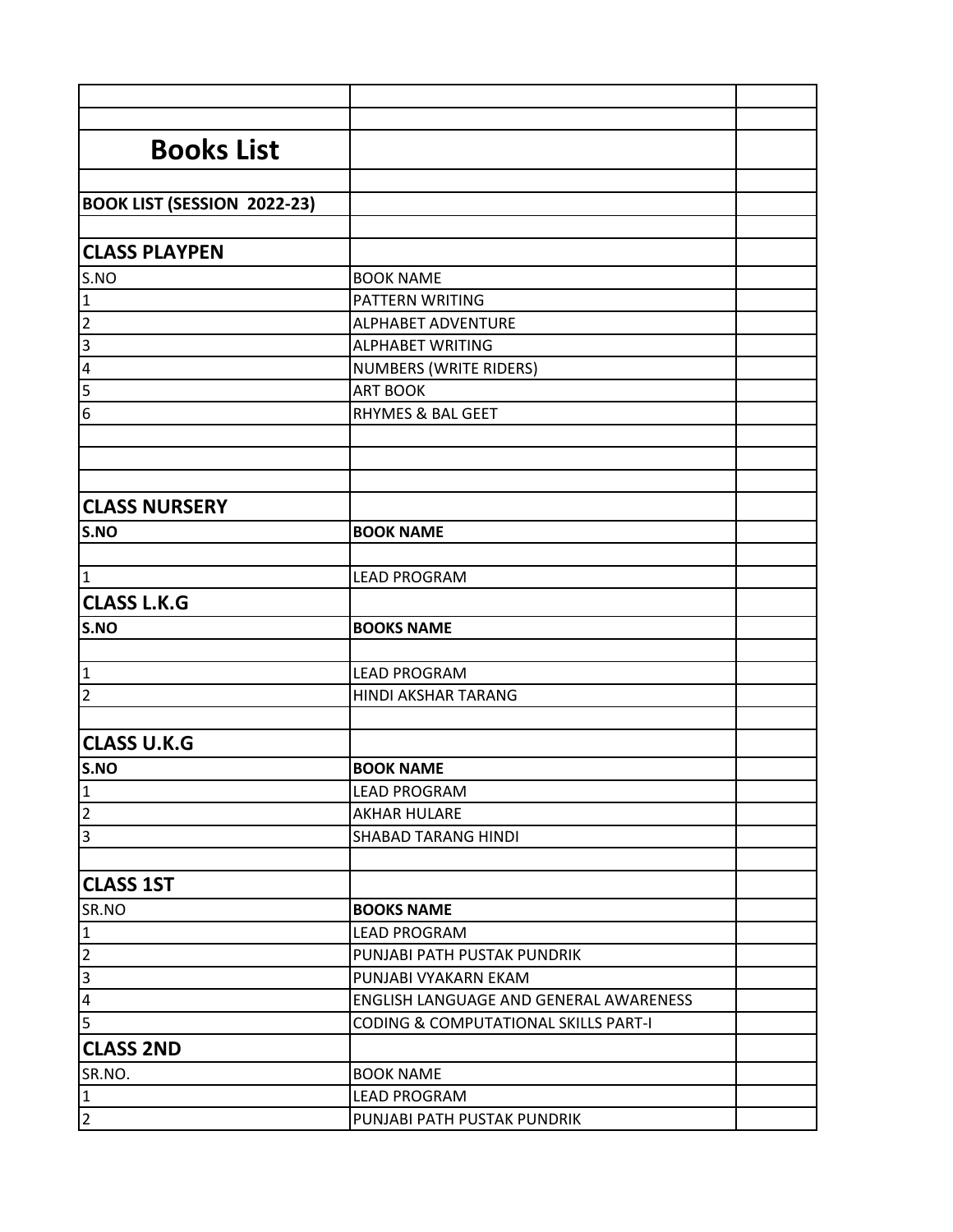# Books List

**BOOK LIST (SESSION 2022-23)**

## CLASS PLAYPEN

| S.NO | BOOK NAME |
|---|---|
| 1 | PATTERN WRITING |
| 2 | ALPHABET ADVENTURE |
| 3 | ALPHABET WRITING |
| 4 | NUMBERS (WRITE RIDERS) |
| 5 | ART BOOK |
| 6 | RHYMES & BAL GEET |

## CLASS NURSERY

| **S.NO** | **BOOK NAME** |
|---|---|
| 1 | LEAD PROGRAM |

## CLASS L.K.G

| **S.NO** | **BOOKS NAME** |
|---|---|
| 1 | LEAD PROGRAM |
| 2 | HINDI AKSHAR TARANG |

## CLASS U.K.G

| **S.NO** | **BOOK NAME** |
|---|---|
| 1 | LEAD PROGRAM |
| 2 | AKHAR HULARE |
| 3 | SHABAD TARANG HINDI |

## CLASS 1ST

| SR.NO | **BOOKS NAME** |
|---|---|
| 1 | LEAD PROGRAM |
| 2 | PUNJABI PATH PUSTAK PUNDRIK |
| 3 | PUNJABI VYAKARN EKAM |
| 4 | ENGLISH LANGUAGE AND GENERAL AWARENESS |
| 5 | CODING & COMPUTATIONAL SKILLS PART-I |

## CLASS 2ND

| SR.NO. | BOOK NAME |
|---|---|
| 1 | LEAD PROGRAM |
| 2 | PUNJABI PATH PUSTAK PUNDRIK |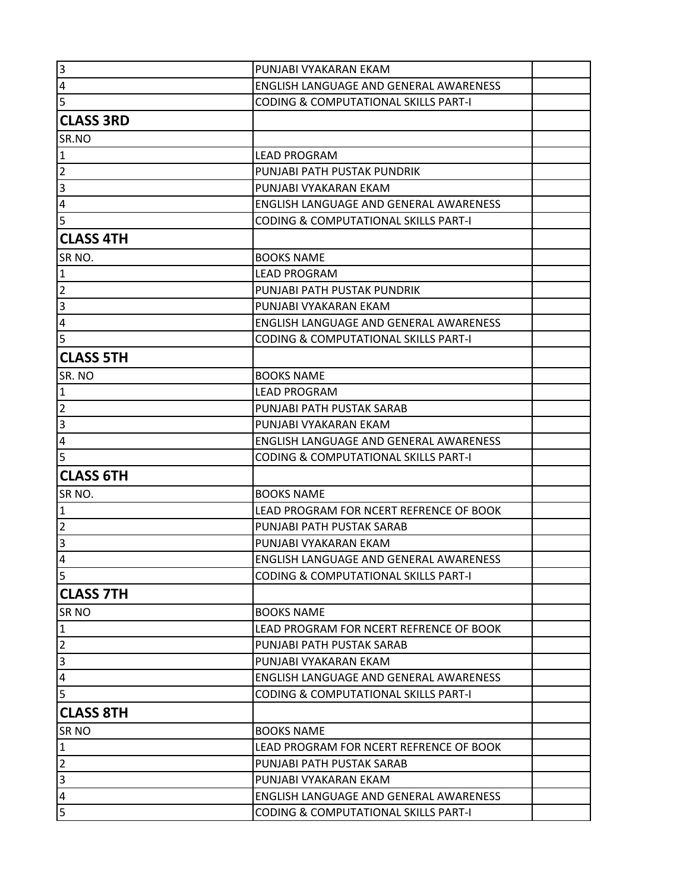| | | |
|---|---|---|
| 3 | PUNJABI VYAKARAN EKAM | |
| 4 | ENGLISH LANGUAGE AND GENERAL AWARENESS | |
| 5 | CODING & COMPUTATIONAL SKILLS PART-I | |
| **CLASS 3RD** | | |
| SR.NO | | |
| 1 | LEAD PROGRAM | |
| 2 | PUNJABI PATH PUSTAK PUNDRIK | |
| 3 | PUNJABI VYAKARAN EKAM | |
| 4 | ENGLISH LANGUAGE AND GENERAL AWARENESS | |
| 5 | CODING & COMPUTATIONAL SKILLS PART-I | |
| **CLASS 4TH** | | |
| SR NO. | BOOKS NAME | |
| 1 | LEAD PROGRAM | |
| 2 | PUNJABI PATH PUSTAK PUNDRIK | |
| 3 | PUNJABI VYAKARAN EKAM | |
| 4 | ENGLISH LANGUAGE AND GENERAL AWARENESS | |
| 5 | CODING & COMPUTATIONAL SKILLS PART-I | |
| **CLASS 5TH** | | |
| SR. NO | BOOKS NAME | |
| 1 | LEAD PROGRAM | |
| 2 | PUNJABI PATH PUSTAK SARAB | |
| 3 | PUNJABI VYAKARAN EKAM | |
| 4 | ENGLISH LANGUAGE AND GENERAL AWARENESS | |
| 5 | CODING & COMPUTATIONAL SKILLS PART-I | |
| **CLASS 6TH** | | |
| SR NO. | BOOKS NAME | |
| 1 | LEAD PROGRAM FOR NCERT REFRENCE OF BOOK | |
| 2 | PUNJABI PATH PUSTAK SARAB | |
| 3 | PUNJABI VYAKARAN EKAM | |
| 4 | ENGLISH LANGUAGE AND GENERAL AWARENESS | |
| 5 | CODING & COMPUTATIONAL SKILLS PART-I | |
| **CLASS 7TH** | | |
| SR NO | BOOKS NAME | |
| 1 | LEAD PROGRAM FOR NCERT REFRENCE OF BOOK | |
| 2 | PUNJABI PATH PUSTAK SARAB | |
| 3 | PUNJABI VYAKARAN EKAM | |
| 4 | ENGLISH LANGUAGE AND GENERAL AWARENESS | |
| 5 | CODING & COMPUTATIONAL SKILLS PART-I | |
| **CLASS 8TH** | | |
| SR NO | BOOKS NAME | |
| 1 | LEAD PROGRAM FOR NCERT REFRENCE OF BOOK | |
| 2 | PUNJABI PATH PUSTAK SARAB | |
| 3 | PUNJABI VYAKARAN EKAM | |
| 4 | ENGLISH LANGUAGE AND GENERAL AWARENESS | |
| 5 | CODING & COMPUTATIONAL SKILLS PART-I | |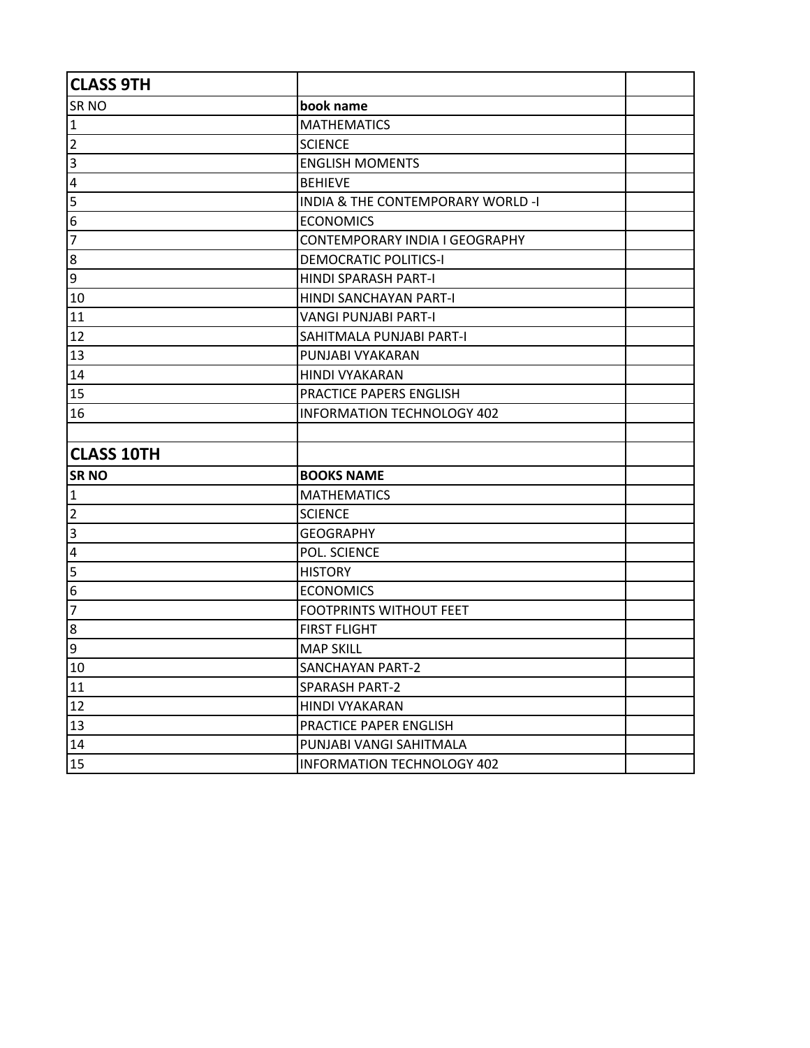| CLASS 9TH | | |
|---|---|---|
| SR NO | **book name** | |
| 1 | MATHEMATICS | |
| 2 | SCIENCE | |
| 3 | ENGLISH MOMENTS | |
| 4 | BEHIEVE | |
| 5 | INDIA & THE CONTEMPORARY WORLD -I | |
| 6 | ECONOMICS | |
| 7 | CONTEMPORARY INDIA I GEOGRAPHY | |
| 8 | DEMOCRATIC POLITICS-I | |
| 9 | HINDI SPARASH PART-I | |
| 10 | HINDI SANCHAYAN PART-I | |
| 11 | VANGI PUNJABI PART-I | |
| 12 | SAHITMALA PUNJABI PART-I | |
| 13 | PUNJABI VYAKARAN | |
| 14 | HINDI VYAKARAN | |
| 15 | PRACTICE PAPERS ENGLISH | |
| 16 | INFORMATION TECHNOLOGY 402 | |
| | | |
| **CLASS 10TH** | | |
| **SR NO** | **BOOKS NAME** | |
| 1 | MATHEMATICS | |
| 2 | SCIENCE | |
| 3 | GEOGRAPHY | |
| 4 | POL. SCIENCE | |
| 5 | HISTORY | |
| 6 | ECONOMICS | |
| 7 | FOOTPRINTS WITHOUT FEET | |
| 8 | FIRST FLIGHT | |
| 9 | MAP SKILL | |
| 10 | SANCHAYAN PART-2 | |
| 11 | SPARASH PART-2 | |
| 12 | HINDI VYAKARAN | |
| 13 | PRACTICE PAPER ENGLISH | |
| 14 | PUNJABI VANGI SAHITMALA | |
| 15 | INFORMATION TECHNOLOGY 402 | |